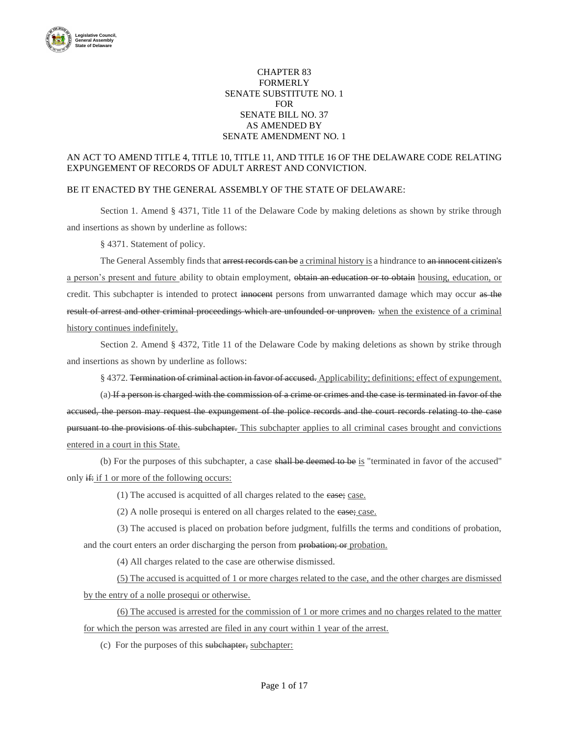CHAPTER 83
FORMERLY
SENATE SUBSTITUTE NO. 1
FOR
SENATE BILL NO. 37
AS AMENDED BY
SENATE AMENDMENT NO. 1

AN ACT TO AMEND TITLE 4, TITLE 10, TITLE 11, AND TITLE 16 OF THE DELAWARE CODE RELATING EXPUNGEMENT OF RECORDS OF ADULT ARREST AND CONVICTION.

BE IT ENACTED BY THE GENERAL ASSEMBLY OF THE STATE OF DELAWARE:

Section 1. Amend § 4371, Title 11 of the Delaware Code by making deletions as shown by strike through and insertions as shown by underline as follows:

§ 4371. Statement of policy.

The General Assembly finds that ~~arrest records can be~~ <u>a criminal history is</u> a hindrance to ~~an innocent citizen's~~ <u>a person's present and future</u> ability to obtain employment, ~~obtain an education or to obtain~~ <u>housing, education, or</u> credit. This subchapter is intended to protect ~~innocent~~ persons from unwarranted damage which may occur ~~as the result of arrest and other criminal proceedings which are unfounded or unproven.~~ <u>when the existence of a criminal history continues indefinitely.</u>

Section 2. Amend § 4372, Title 11 of the Delaware Code by making deletions as shown by strike through and insertions as shown by underline as follows:

§ 4372. ~~Termination of criminal action in favor of accused.~~ <u>Applicability; definitions; effect of expungement.</u>

(a) ~~If a person is charged with the commission of a crime or crimes and the case is terminated in favor of the accused, the person may request the expungement of the police records and the court records relating to the case pursuant to the provisions of this subchapter.~~ <u>This subchapter applies to all criminal cases brought and convictions entered in a court in this State.</u>

(b) For the purposes of this subchapter, a case ~~shall be deemed to be~~ <u>is</u> "terminated in favor of the accused" only ~~if:~~ <u>if 1 or more of the following occurs:</u>

(1) The accused is acquitted of all charges related to the ~~case;~~ <u>case.</u>

(2) A nolle prosequi is entered on all charges related to the ~~case;~~ <u>case.</u>

(3) The accused is placed on probation before judgment, fulfills the terms and conditions of probation, and the court enters an order discharging the person from ~~probation; or~~ <u>probation.</u>

(4) All charges related to the case are otherwise dismissed.

<u>(5) The accused is acquitted of 1 or more charges related to the case, and the other charges are dismissed by the entry of a nolle prosequi or otherwise.</u>

<u>(6) The accused is arrested for the commission of 1 or more crimes and no charges related to the matter for which the person was arrested are filed in any court within 1 year of the arrest.</u>

(c) For the purposes of this ~~subchapter,~~ <u>subchapter:</u>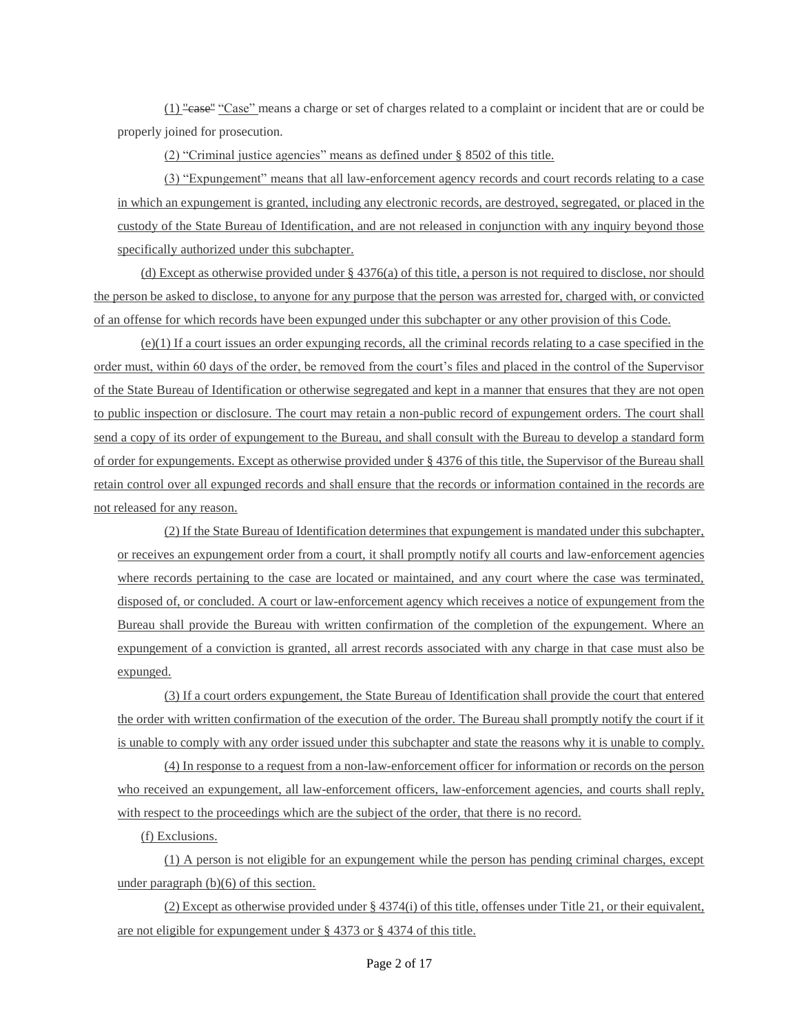(1) ~~"case"~~ "Case" means a charge or set of charges related to a complaint or incident that are or could be properly joined for prosecution.

(2) "Criminal justice agencies" means as defined under § 8502 of this title.

(3) "Expungement" means that all law-enforcement agency records and court records relating to a case in which an expungement is granted, including any electronic records, are destroyed, segregated, or placed in the custody of the State Bureau of Identification, and are not released in conjunction with any inquiry beyond those specifically authorized under this subchapter.

(d) Except as otherwise provided under § 4376(a) of this title, a person is not required to disclose, nor should the person be asked to disclose, to anyone for any purpose that the person was arrested for, charged with, or convicted of an offense for which records have been expunged under this subchapter or any other provision of this Code.

(e)(1) If a court issues an order expunging records, all the criminal records relating to a case specified in the order must, within 60 days of the order, be removed from the court's files and placed in the control of the Supervisor of the State Bureau of Identification or otherwise segregated and kept in a manner that ensures that they are not open to public inspection or disclosure. The court may retain a non-public record of expungement orders. The court shall send a copy of its order of expungement to the Bureau, and shall consult with the Bureau to develop a standard form of order for expungements. Except as otherwise provided under § 4376 of this title, the Supervisor of the Bureau shall retain control over all expunged records and shall ensure that the records or information contained in the records are not released for any reason.

(2) If the State Bureau of Identification determines that expungement is mandated under this subchapter, or receives an expungement order from a court, it shall promptly notify all courts and law-enforcement agencies where records pertaining to the case are located or maintained, and any court where the case was terminated, disposed of, or concluded. A court or law-enforcement agency which receives a notice of expungement from the Bureau shall provide the Bureau with written confirmation of the completion of the expungement. Where an expungement of a conviction is granted, all arrest records associated with any charge in that case must also be expunged.

(3) If a court orders expungement, the State Bureau of Identification shall provide the court that entered the order with written confirmation of the execution of the order. The Bureau shall promptly notify the court if it is unable to comply with any order issued under this subchapter and state the reasons why it is unable to comply.

(4) In response to a request from a non-law-enforcement officer for information or records on the person who received an expungement, all law-enforcement officers, law-enforcement agencies, and courts shall reply, with respect to the proceedings which are the subject of the order, that there is no record.

(f) Exclusions.

(1) A person is not eligible for an expungement while the person has pending criminal charges, except under paragraph (b)(6) of this section.

(2) Except as otherwise provided under § 4374(i) of this title, offenses under Title 21, or their equivalent, are not eligible for expungement under § 4373 or § 4374 of this title.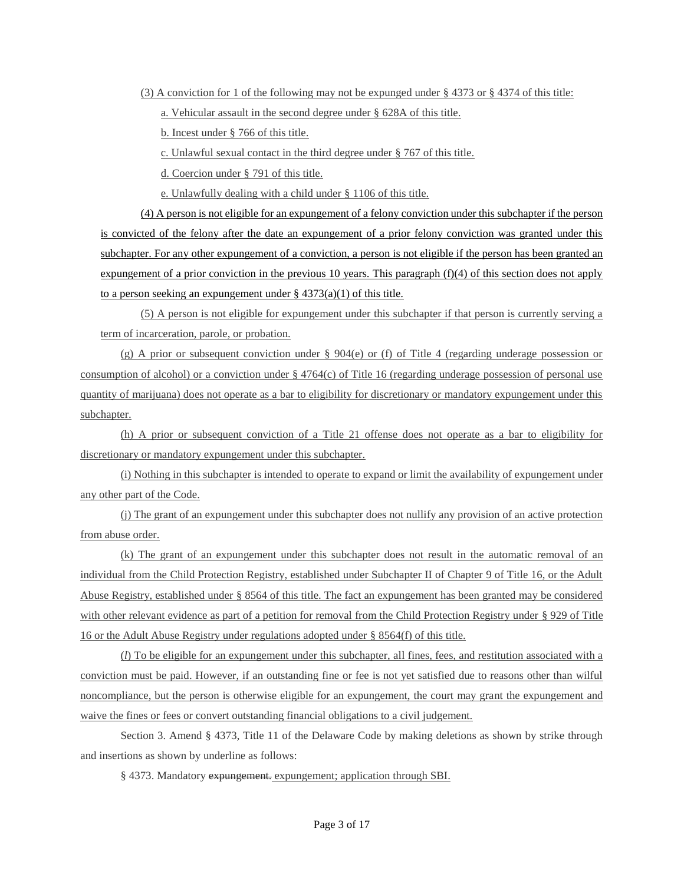(3) A conviction for 1 of the following may not be expunged under § 4373 or § 4374 of this title:

a. Vehicular assault in the second degree under § 628A of this title.

b. Incest under § 766 of this title.

c. Unlawful sexual contact in the third degree under § 767 of this title.

d. Coercion under § 791 of this title.

e. Unlawfully dealing with a child under § 1106 of this title.

(4) A person is not eligible for an expungement of a felony conviction under this subchapter if the person is convicted of the felony after the date an expungement of a prior felony conviction was granted under this subchapter. For any other expungement of a conviction, a person is not eligible if the person has been granted an expungement of a prior conviction in the previous 10 years. This paragraph (f)(4) of this section does not apply to a person seeking an expungement under § 4373(a)(1) of this title.

(5) A person is not eligible for expungement under this subchapter if that person is currently serving a term of incarceration, parole, or probation.

(g) A prior or subsequent conviction under § 904(e) or (f) of Title 4 (regarding underage possession or consumption of alcohol) or a conviction under § 4764(c) of Title 16 (regarding underage possession of personal use quantity of marijuana) does not operate as a bar to eligibility for discretionary or mandatory expungement under this subchapter.

(h) A prior or subsequent conviction of a Title 21 offense does not operate as a bar to eligibility for discretionary or mandatory expungement under this subchapter.

(i) Nothing in this subchapter is intended to operate to expand or limit the availability of expungement under any other part of the Code.

(j) The grant of an expungement under this subchapter does not nullify any provision of an active protection from abuse order.

(k) The grant of an expungement under this subchapter does not result in the automatic removal of an individual from the Child Protection Registry, established under Subchapter II of Chapter 9 of Title 16, or the Adult Abuse Registry, established under § 8564 of this title. The fact an expungement has been granted may be considered with other relevant evidence as part of a petition for removal from the Child Protection Registry under § 929 of Title 16 or the Adult Abuse Registry under regulations adopted under § 8564(f) of this title.

(*l*) To be eligible for an expungement under this subchapter, all fines, fees, and restitution associated with a conviction must be paid. However, if an outstanding fine or fee is not yet satisfied due to reasons other than wilful noncompliance, but the person is otherwise eligible for an expungement, the court may grant the expungement and waive the fines or fees or convert outstanding financial obligations to a civil judgement.

Section 3. Amend § 4373, Title 11 of the Delaware Code by making deletions as shown by strike through and insertions as shown by underline as follows:

§ 4373. Mandatory ~~expungement.~~ expungement; application through SBI.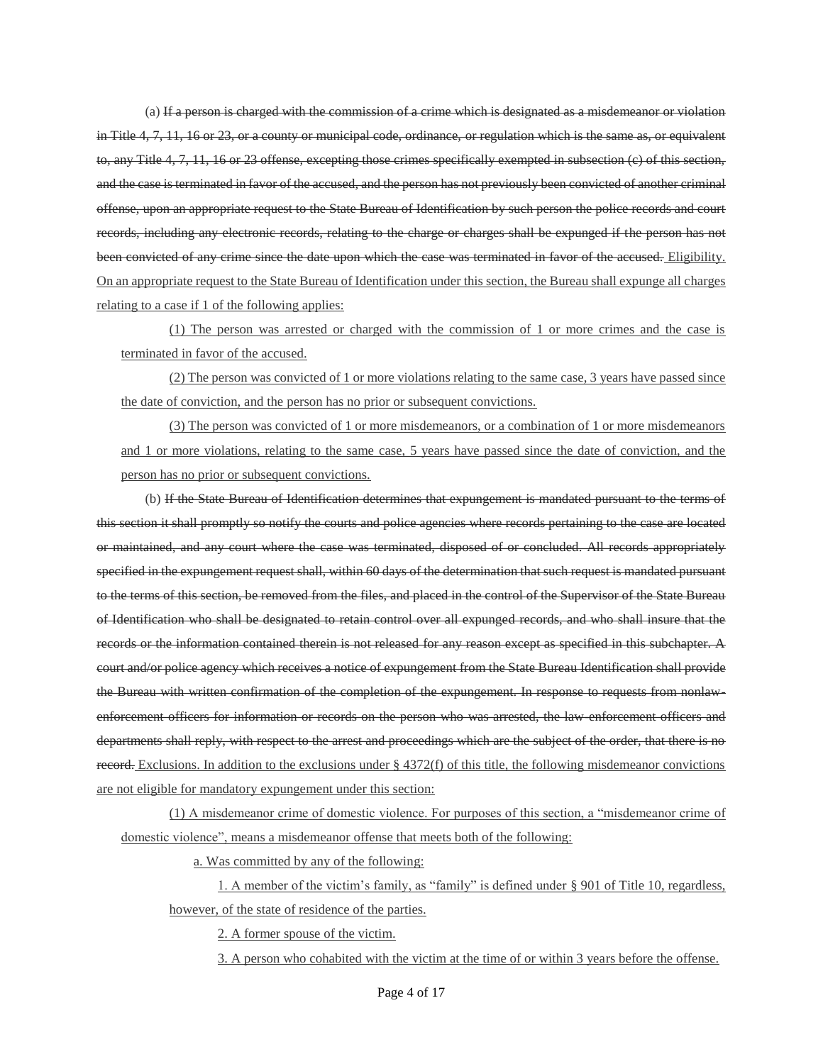(a) ~~If a person is charged with the commission of a crime which is designated as a misdemeanor or violation in Title 4, 7, 11, 16 or 23, or a county or municipal code, ordinance, or regulation which is the same as, or equivalent to, any Title 4, 7, 11, 16 or 23 offense, excepting those crimes specifically exempted in subsection (c) of this section, and the case is terminated in favor of the accused, and the person has not previously been convicted of another criminal offense, upon an appropriate request to the State Bureau of Identification by such person the police records and court records, including any electronic records, relating to the charge or charges shall be expunged if the person has not been convicted of any crime since the date upon which the case was terminated in favor of the accused.~~ <u>Eligibility. On an appropriate request to the State Bureau of Identification under this section, the Bureau shall expunge all charges relating to a case if 1 of the following applies:</u>

<u>(1) The person was arrested or charged with the commission of 1 or more crimes and the case is terminated in favor of the accused.</u>

<u>(2) The person was convicted of 1 or more violations relating to the same case, 3 years have passed since the date of conviction, and the person has no prior or subsequent convictions.</u>

<u>(3) The person was convicted of 1 or more misdemeanors, or a combination of 1 or more misdemeanors and 1 or more violations, relating to the same case, 5 years have passed since the date of conviction, and the person has no prior or subsequent convictions.</u>

(b) ~~If the State Bureau of Identification determines that expungement is mandated pursuant to the terms of this section it shall promptly so notify the courts and police agencies where records pertaining to the case are located or maintained, and any court where the case was terminated, disposed of or concluded. All records appropriately specified in the expungement request shall, within 60 days of the determination that such request is mandated pursuant to the terms of this section, be removed from the files, and placed in the control of the Supervisor of the State Bureau of Identification who shall be designated to retain control over all expunged records, and who shall insure that the records or the information contained therein is not released for any reason except as specified in this subchapter. A court and/or police agency which receives a notice of expungement from the State Bureau Identification shall provide the Bureau with written confirmation of the completion of the expungement. In response to requests from nonlaw-enforcement officers for information or records on the person who was arrested, the law-enforcement officers and departments shall reply, with respect to the arrest and proceedings which are the subject of the order, that there is no record.~~ <u>Exclusions. In addition to the exclusions under § 4372(f) of this title, the following misdemeanor convictions are not eligible for mandatory expungement under this section:</u>

<u>(1) A misdemeanor crime of domestic violence. For purposes of this section, a "misdemeanor crime of domestic violence", means a misdemeanor offense that meets both of the following:</u>

<u>a. Was committed by any of the following:</u>

<u>1. A member of the victim's family, as "family" is defined under § 901 of Title 10, regardless, however, of the state of residence of the parties.</u>

<u>2. A former spouse of the victim.</u>

<u>3. A person who cohabited with the victim at the time of or within 3 years before the offense.</u>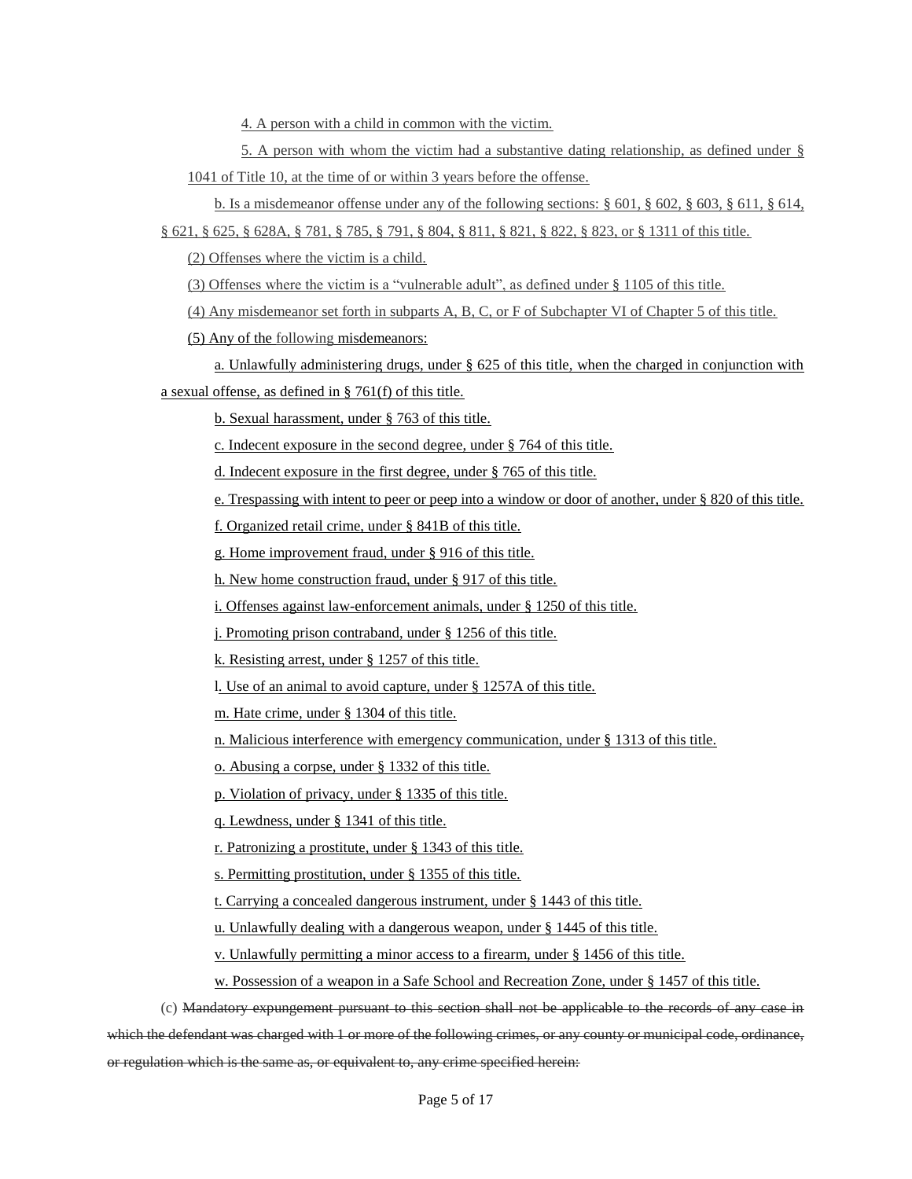4. A person with a child in common with the victim.

5. A person with whom the victim had a substantive dating relationship, as defined under § 1041 of Title 10, at the time of or within 3 years before the offense.

b. Is a misdemeanor offense under any of the following sections: § 601, § 602, § 603, § 611, § 614, § 621, § 625, § 628A, § 781, § 785, § 791, § 804, § 811, § 821, § 822, § 823, or § 1311 of this title.

(2) Offenses where the victim is a child.

(3) Offenses where the victim is a "vulnerable adult", as defined under § 1105 of this title.

(4) Any misdemeanor set forth in subparts A, B, C, or F of Subchapter VI of Chapter 5 of this title.

(5) Any of the following misdemeanors:

a. Unlawfully administering drugs, under § 625 of this title, when the charged in conjunction with a sexual offense, as defined in § 761(f) of this title.

b. Sexual harassment, under § 763 of this title.

c. Indecent exposure in the second degree, under § 764 of this title.

d. Indecent exposure in the first degree, under § 765 of this title.

e. Trespassing with intent to peer or peep into a window or door of another, under § 820 of this title.

f. Organized retail crime, under § 841B of this title.

g. Home improvement fraud, under § 916 of this title.

h. New home construction fraud, under § 917 of this title.

i. Offenses against law-enforcement animals, under § 1250 of this title.

j. Promoting prison contraband, under § 1256 of this title.

k. Resisting arrest, under § 1257 of this title.

l. Use of an animal to avoid capture, under § 1257A of this title.

m. Hate crime, under § 1304 of this title.

n. Malicious interference with emergency communication, under § 1313 of this title.

o. Abusing a corpse, under § 1332 of this title.

p. Violation of privacy, under § 1335 of this title.

q. Lewdness, under § 1341 of this title.

r. Patronizing a prostitute, under § 1343 of this title.

s. Permitting prostitution, under § 1355 of this title.

t. Carrying a concealed dangerous instrument, under § 1443 of this title.

u. Unlawfully dealing with a dangerous weapon, under § 1445 of this title.

v. Unlawfully permitting a minor access to a firearm, under § 1456 of this title.

w. Possession of a weapon in a Safe School and Recreation Zone, under § 1457 of this title.

(c) ~~Mandatory expungement pursuant to this section shall not be applicable to the records of any case in which the defendant was charged with 1 or more of the following crimes, or any county or municipal code, ordinance, or regulation which is the same as, or equivalent to, any crime specified herein:~~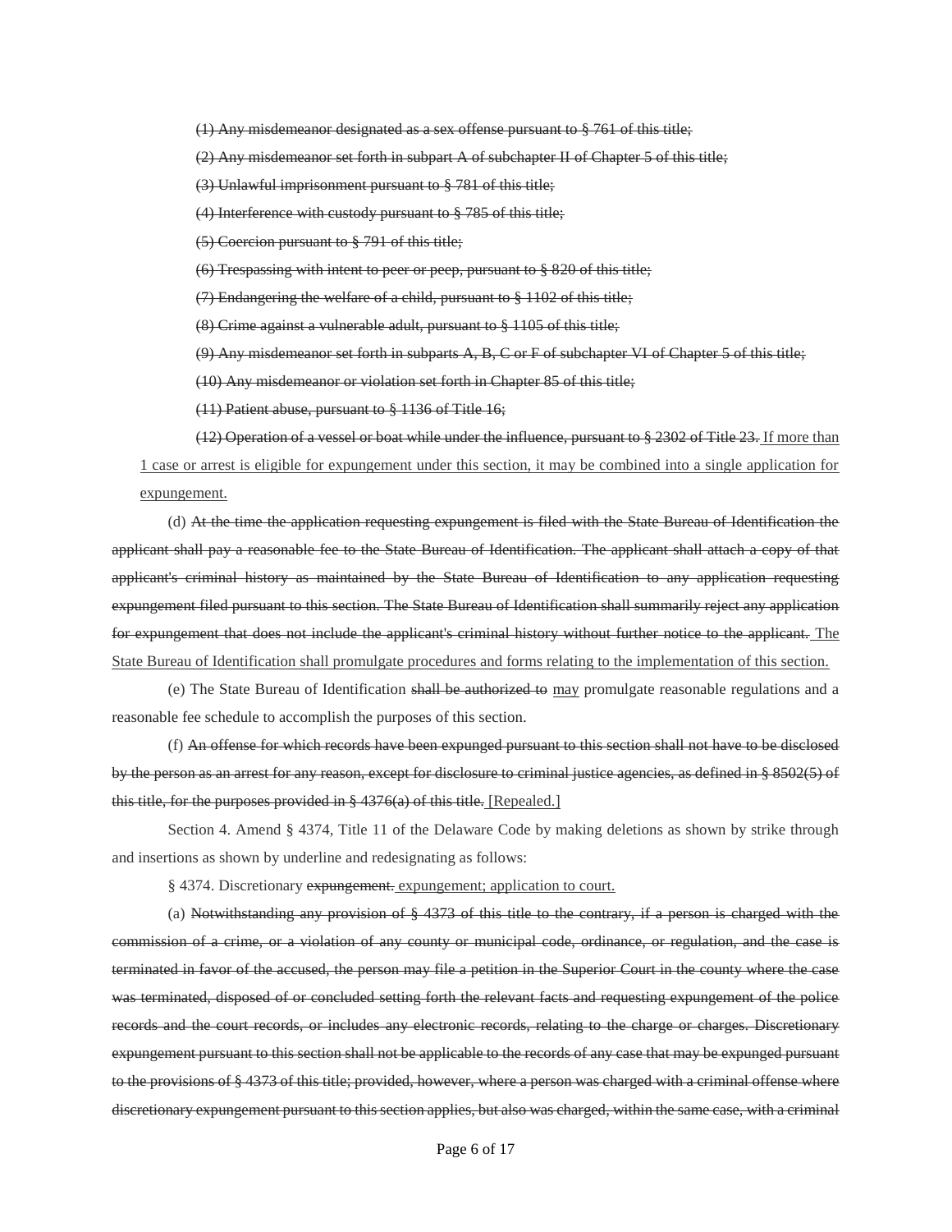~~(1) Any misdemeanor designated as a sex offense pursuant to § 761 of this title;~~

~~(2) Any misdemeanor set forth in subpart A of subchapter II of Chapter 5 of this title;~~

~~(3) Unlawful imprisonment pursuant to § 781 of this title;~~

~~(4) Interference with custody pursuant to § 785 of this title;~~

~~(5) Coercion pursuant to § 791 of this title;~~

~~(6) Trespassing with intent to peer or peep, pursuant to § 820 of this title;~~

~~(7) Endangering the welfare of a child, pursuant to § 1102 of this title;~~

~~(8) Crime against a vulnerable adult, pursuant to § 1105 of this title;~~

~~(9) Any misdemeanor set forth in subparts A, B, C or F of subchapter VI of Chapter 5 of this title;~~

~~(10) Any misdemeanor or violation set forth in Chapter 85 of this title;~~

~~(11) Patient abuse, pursuant to § 1136 of Title 16;~~

~~(12) Operation of a vessel or boat while under the influence, pursuant to § 2302 of Title 23.~~ <u>If more than 1 case or arrest is eligible for expungement under this section, it may be combined into a single application for expungement.</u>

(d) ~~At the time the application requesting expungement is filed with the State Bureau of Identification the applicant shall pay a reasonable fee to the State Bureau of Identification. The applicant shall attach a copy of that applicant's criminal history as maintained by the State Bureau of Identification to any application requesting expungement filed pursuant to this section. The State Bureau of Identification shall summarily reject any application for expungement that does not include the applicant's criminal history without further notice to the applicant.~~ <u>The State Bureau of Identification shall promulgate procedures and forms relating to the implementation of this section.</u>

(e) The State Bureau of Identification ~~shall be authorized to~~ <u>may</u> promulgate reasonable regulations and a reasonable fee schedule to accomplish the purposes of this section.

(f) ~~An offense for which records have been expunged pursuant to this section shall not have to be disclosed by the person as an arrest for any reason, except for disclosure to criminal justice agencies, as defined in § 8502(5) of this title, for the purposes provided in § 4376(a) of this title.~~ <u>[Repealed.]</u>

Section 4. Amend § 4374, Title 11 of the Delaware Code by making deletions as shown by strike through and insertions as shown by underline and redesignating as follows:

§ 4374. Discretionary ~~expungement.~~ <u>expungement; application to court.</u>

(a) ~~Notwithstanding any provision of § 4373 of this title to the contrary, if a person is charged with the commission of a crime, or a violation of any county or municipal code, ordinance, or regulation, and the case is terminated in favor of the accused, the person may file a petition in the Superior Court in the county where the case was terminated, disposed of or concluded setting forth the relevant facts and requesting expungement of the police records and the court records, or includes any electronic records, relating to the charge or charges. Discretionary expungement pursuant to this section shall not be applicable to the records of any case that may be expunged pursuant to the provisions of § 4373 of this title; provided, however, where a person was charged with a criminal offense where discretionary expungement pursuant to this section applies, but also was charged, within the same case, with a criminal~~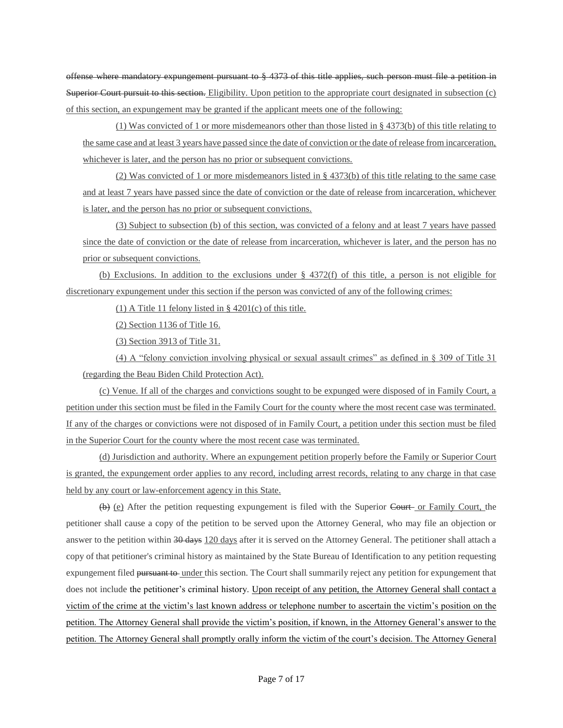~~offense where mandatory expungement pursuant to § 4373 of this title applies, such person must file a petition in Superior Court pursuit to this section.~~ <u>Eligibility. Upon petition to the appropriate court designated in subsection (c) of this section, an expungement may be granted if the applicant meets one of the following:</u>

<u>(1) Was convicted of 1 or more misdemeanors other than those listed in § 4373(b) of this title relating to the same case and at least 3 years have passed since the date of conviction or the date of release from incarceration, whichever is later, and the person has no prior or subsequent convictions.</u>

<u>(2) Was convicted of 1 or more misdemeanors listed in § 4373(b) of this title relating to the same case and at least 7 years have passed since the date of conviction or the date of release from incarceration, whichever is later, and the person has no prior or subsequent convictions.</u>

<u>(3) Subject to subsection (b) of this section, was convicted of a felony and at least 7 years have passed since the date of conviction or the date of release from incarceration, whichever is later, and the person has no prior or subsequent convictions.</u>

<u>(b) Exclusions. In addition to the exclusions under § 4372(f) of this title, a person is not eligible for discretionary expungement under this section if the person was convicted of any of the following crimes:</u>

<u>(1) A Title 11 felony listed in § 4201(c) of this title.</u>

<u>(2) Section 1136 of Title 16.</u>

<u>(3) Section 3913 of Title 31.</u>

<u>(4) A "felony conviction involving physical or sexual assault crimes" as defined in § 309 of Title 31 (regarding the Beau Biden Child Protection Act).</u>

<u>(c) Venue. If all of the charges and convictions sought to be expunged were disposed of in Family Court, a petition under this section must be filed in the Family Court for the county where the most recent case was terminated. If any of the charges or convictions were not disposed of in Family Court, a petition under this section must be filed in the Superior Court for the county where the most recent case was terminated.</u>

<u>(d) Jurisdiction and authority. Where an expungement petition properly before the Family or Superior Court is granted, the expungement order applies to any record, including arrest records, relating to any charge in that case held by any court or law-enforcement agency in this State.</u>

~~(b)~~ <u>(e)</u> After the petition requesting expungement is filed with the Superior ~~Court~~ <u>or Family Court,</u> the petitioner shall cause a copy of the petition to be served upon the Attorney General, who may file an objection or answer to the petition within ~~30 days~~ <u>120 days</u> after it is served on the Attorney General. The petitioner shall attach a copy of that petitioner's criminal history as maintained by the State Bureau of Identification to any petition requesting expungement filed ~~pursuant to~~ <u>under</u> this section. The Court shall summarily reject any petition for expungement that does not include the petitioner's criminal history. <u>Upon receipt of any petition, the Attorney General shall contact a victim of the crime at the victim's last known address or telephone number to ascertain the victim's position on the petition. The Attorney General shall provide the victim's position, if known, in the Attorney General's answer to the petition. The Attorney General shall promptly orally inform the victim of the court's decision. The Attorney General</u>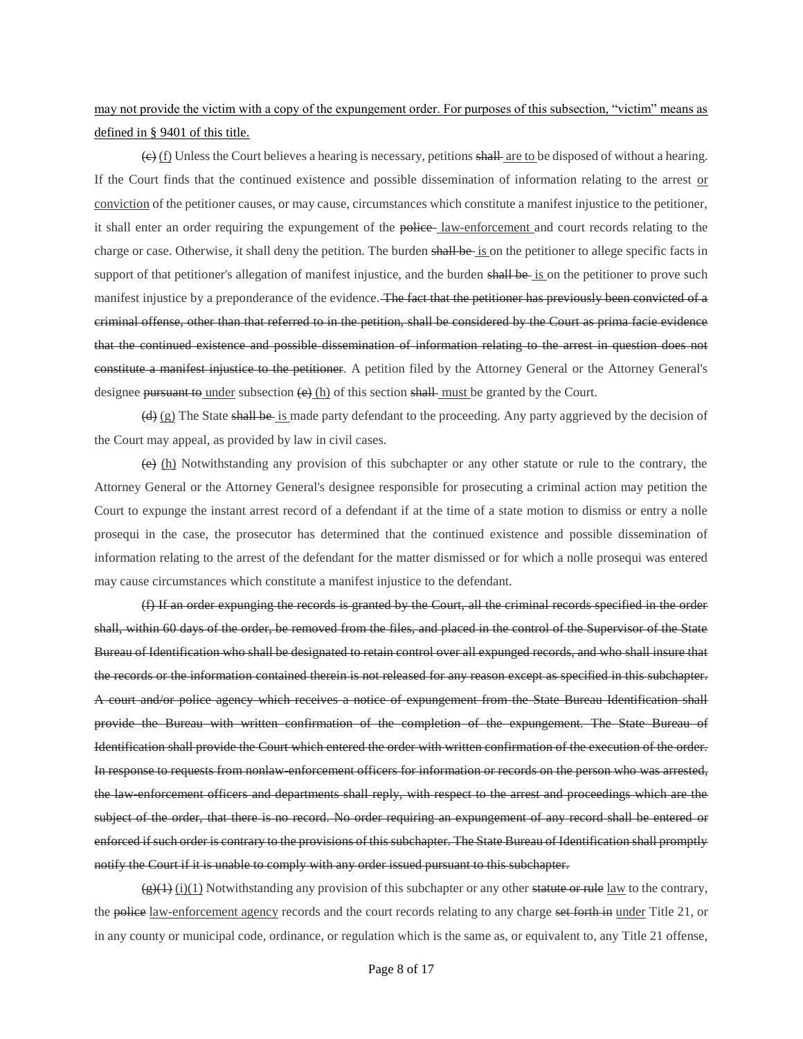may not provide the victim with a copy of the expungement order. For purposes of this subsection, "victim" means as defined in § 9401 of this title.

~~(c)~~ (f) Unless the Court believes a hearing is necessary, petitions ~~shall~~ are to be disposed of without a hearing. If the Court finds that the continued existence and possible dissemination of information relating to the arrest or conviction of the petitioner causes, or may cause, circumstances which constitute a manifest injustice to the petitioner, it shall enter an order requiring the expungement of the ~~police~~ law-enforcement and court records relating to the charge or case. Otherwise, it shall deny the petition. The burden ~~shall be~~ is on the petitioner to allege specific facts in support of that petitioner's allegation of manifest injustice, and the burden ~~shall be~~ is on the petitioner to prove such manifest injustice by a preponderance of the evidence. ~~The fact that the petitioner has previously been convicted of a criminal offense, other than that referred to in the petition, shall be considered by the Court as prima facie evidence that the continued existence and possible dissemination of information relating to the arrest in question does not constitute a manifest injustice to the petitioner~~. A petition filed by the Attorney General or the Attorney General's designee ~~pursuant to~~ under subsection ~~(e)~~ (h) of this section ~~shall~~ must be granted by the Court.

~~(d)~~ (g) The State ~~shall be~~ is made party defendant to the proceeding. Any party aggrieved by the decision of the Court may appeal, as provided by law in civil cases.

~~(e)~~ (h) Notwithstanding any provision of this subchapter or any other statute or rule to the contrary, the Attorney General or the Attorney General's designee responsible for prosecuting a criminal action may petition the Court to expunge the instant arrest record of a defendant if at the time of a state motion to dismiss or entry a nolle prosequi in the case, the prosecutor has determined that the continued existence and possible dissemination of information relating to the arrest of the defendant for the matter dismissed or for which a nolle prosequi was entered may cause circumstances which constitute a manifest injustice to the defendant.

~~(f) If an order expunging the records is granted by the Court, all the criminal records specified in the order shall, within 60 days of the order, be removed from the files, and placed in the control of the Supervisor of the State Bureau of Identification who shall be designated to retain control over all expunged records, and who shall insure that the records or the information contained therein is not released for any reason except as specified in this subchapter. A court and/or police agency which receives a notice of expungement from the State Bureau Identification shall provide the Bureau with written confirmation of the completion of the expungement. The State Bureau of Identification shall provide the Court which entered the order with written confirmation of the execution of the order. In response to requests from nonlaw-enforcement officers for information or records on the person who was arrested, the law-enforcement officers and departments shall reply, with respect to the arrest and proceedings which are the subject of the order, that there is no record. No order requiring an expungement of any record shall be entered or enforced if such order is contrary to the provisions of this subchapter. The State Bureau of Identification shall promptly notify the Court if it is unable to comply with any order issued pursuant to this subchapter.~~

~~(g)(1)~~ (i)(1) Notwithstanding any provision of this subchapter or any other ~~statute or rule~~ law to the contrary, the ~~police~~ law-enforcement agency records and the court records relating to any charge ~~set forth in~~ under Title 21, or in any county or municipal code, ordinance, or regulation which is the same as, or equivalent to, any Title 21 offense,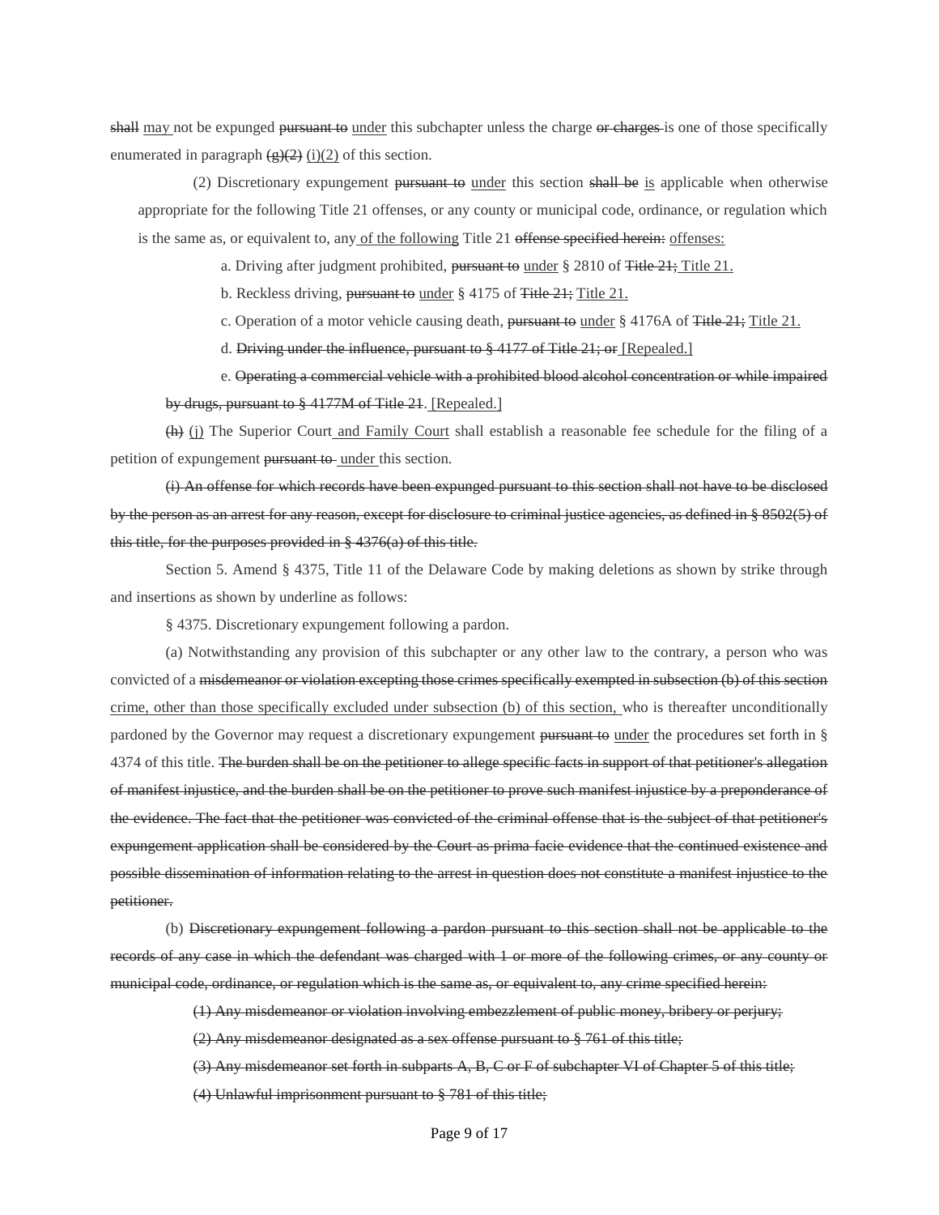~~shall~~ <u>may</u> not be expunged ~~pursuant to~~ <u>under</u> this subchapter unless the charge ~~or charges~~ is one of those specifically enumerated in paragraph ~~(g)(2)~~ <u>(i)(2)</u> of this section.

(2) Discretionary expungement ~~pursuant to~~ <u>under</u> this section ~~shall be~~ <u>is</u> applicable when otherwise appropriate for the following Title 21 offenses, or any county or municipal code, ordinance, or regulation which is the same as, or equivalent to, any <u>of the following</u> Title 21 ~~offense specified herein:~~ <u>offenses:</u>

a. Driving after judgment prohibited, ~~pursuant to~~ <u>under</u> § 2810 of ~~Title 21;~~ <u>Title 21.</u>

b. Reckless driving, ~~pursuant to~~ <u>under</u> § 4175 of ~~Title 21;~~ <u>Title 21.</u>

c. Operation of a motor vehicle causing death, ~~pursuant to~~ <u>under</u> § 4176A of ~~Title 21;~~ <u>Title 21.</u>

d. ~~Driving under the influence, pursuant to § 4177 of Title 21; or~~ <u>[Repealed.]</u>

e. ~~Operating a commercial vehicle with a prohibited blood alcohol concentration or while impaired by drugs, pursuant to § 4177M of Title 21.~~ <u>[Repealed.]</u>

~~(h)~~ <u>(j)</u> The Superior Court <u>and Family Court</u> shall establish a reasonable fee schedule for the filing of a petition of expungement ~~pursuant to~~ <u>under</u> this section.

~~(i) An offense for which records have been expunged pursuant to this section shall not have to be disclosed by the person as an arrest for any reason, except for disclosure to criminal justice agencies, as defined in § 8502(5) of this title, for the purposes provided in § 4376(a) of this title.~~

Section 5. Amend § 4375, Title 11 of the Delaware Code by making deletions as shown by strike through and insertions as shown by underline as follows:

§ 4375. Discretionary expungement following a pardon.

(a) Notwithstanding any provision of this subchapter or any other law to the contrary, a person who was convicted of a ~~misdemeanor or violation excepting those crimes specifically exempted in subsection (b) of this section~~ <u>crime, other than those specifically excluded under subsection (b) of this section,</u> who is thereafter unconditionally pardoned by the Governor may request a discretionary expungement ~~pursuant to~~ <u>under</u> the procedures set forth in § 4374 of this title. ~~The burden shall be on the petitioner to allege specific facts in support of that petitioner's allegation of manifest injustice, and the burden shall be on the petitioner to prove such manifest injustice by a preponderance of the evidence. The fact that the petitioner was convicted of the criminal offense that is the subject of that petitioner's expungement application shall be considered by the Court as prima facie evidence that the continued existence and possible dissemination of information relating to the arrest in question does not constitute a manifest injustice to the petitioner.~~

(b) ~~Discretionary expungement following a pardon pursuant to this section shall not be applicable to the records of any case in which the defendant was charged with 1 or more of the following crimes, or any county or municipal code, ordinance, or regulation which is the same as, or equivalent to, any crime specified herein:~~

~~(1) Any misdemeanor or violation involving embezzlement of public money, bribery or perjury;~~

~~(2) Any misdemeanor designated as a sex offense pursuant to § 761 of this title;~~

~~(3) Any misdemeanor set forth in subparts A, B, C or F of subchapter VI of Chapter 5 of this title;~~

~~(4) Unlawful imprisonment pursuant to § 781 of this title;~~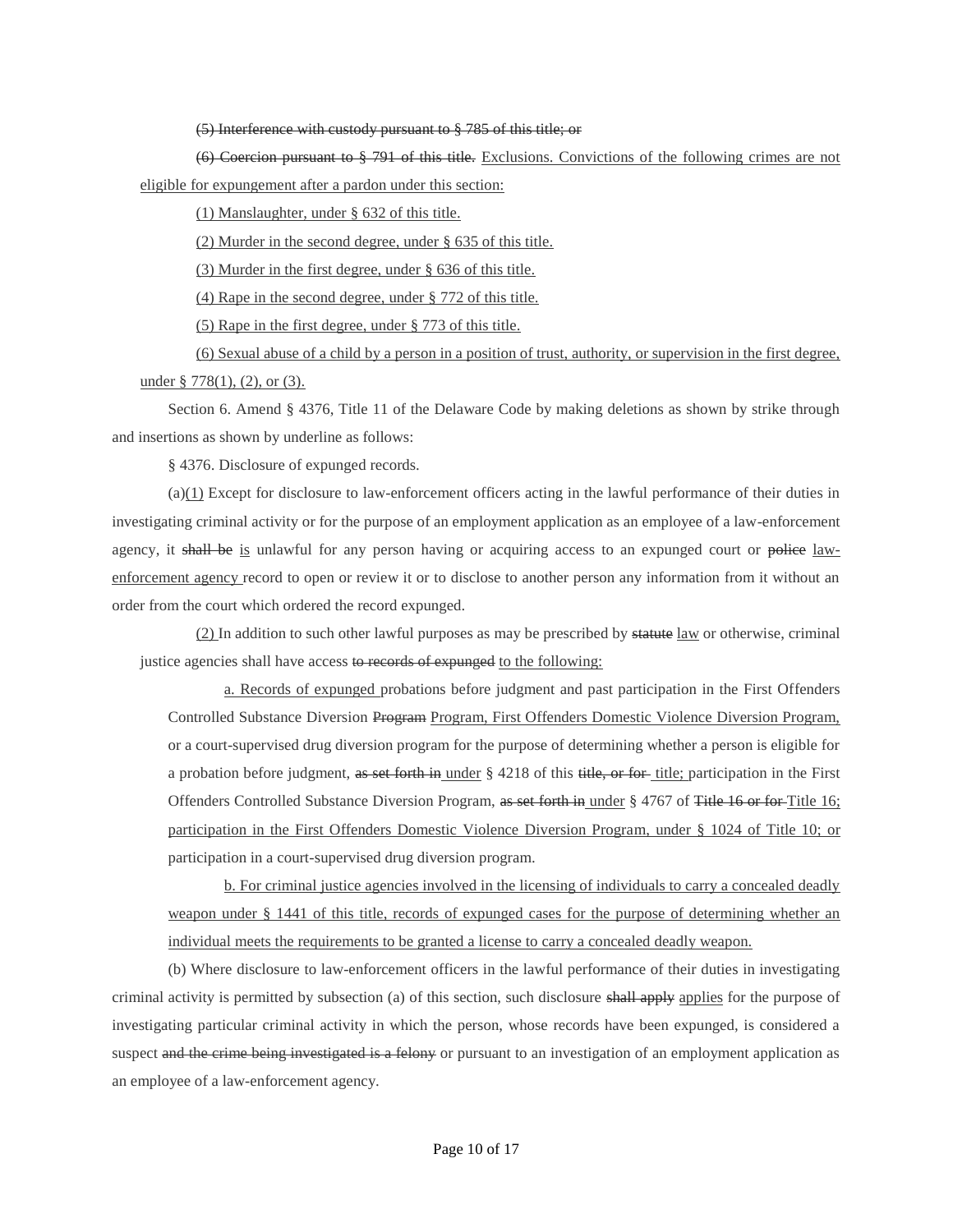~~(5) Interference with custody pursuant to § 785 of this title; or~~

~~(6) Coercion pursuant to § 791 of this title.~~ <u>Exclusions. Convictions of the following crimes are not eligible for expungement after a pardon under this section:</u>

<u>(1) Manslaughter, under § 632 of this title.</u>

<u>(2) Murder in the second degree, under § 635 of this title.</u>

<u>(3) Murder in the first degree, under § 636 of this title.</u>

<u>(4) Rape in the second degree, under § 772 of this title.</u>

<u>(5) Rape in the first degree, under § 773 of this title.</u>

<u>(6) Sexual abuse of a child by a person in a position of trust, authority, or supervision in the first degree, under § 778(1), (2), or (3).</u>

Section 6. Amend § 4376, Title 11 of the Delaware Code by making deletions as shown by strike through and insertions as shown by underline as follows:

§ 4376. Disclosure of expunged records.

(a)<u>(1)</u> Except for disclosure to law-enforcement officers acting in the lawful performance of their duties in investigating criminal activity or for the purpose of an employment application as an employee of a law-enforcement agency, it ~~shall be~~ <u>is</u> unlawful for any person having or acquiring access to an expunged court or ~~police~~ <u>law-enforcement agency</u> record to open or review it or to disclose to another person any information from it without an order from the court which ordered the record expunged.

<u>(2)</u> In addition to such other lawful purposes as may be prescribed by ~~statute~~ <u>law</u> or otherwise, criminal justice agencies shall have access ~~to records of expunged~~ <u>to the following:</u>

<u>a. Records of expunged</u> probations before judgment and past participation in the First Offenders Controlled Substance Diversion ~~Program~~ <u>Program, First Offenders Domestic Violence Diversion Program,</u> or a court-supervised drug diversion program for the purpose of determining whether a person is eligible for a probation before judgment, ~~as set forth in~~ <u>under</u> § 4218 of this ~~title, or for~~ <u>title;</u> participation in the First Offenders Controlled Substance Diversion Program, ~~as set forth in~~ <u>under</u> § 4767 of ~~Title 16 or for~~ <u>Title 16; participation in the First Offenders Domestic Violence Diversion Program, under § 1024 of Title 10; or</u> participation in a court-supervised drug diversion program.

<u>b. For criminal justice agencies involved in the licensing of individuals to carry a concealed deadly weapon under § 1441 of this title, records of expunged cases for the purpose of determining whether an individual meets the requirements to be granted a license to carry a concealed deadly weapon.</u>

(b) Where disclosure to law-enforcement officers in the lawful performance of their duties in investigating criminal activity is permitted by subsection (a) of this section, such disclosure ~~shall apply~~ <u>applies</u> for the purpose of investigating particular criminal activity in which the person, whose records have been expunged, is considered a suspect ~~and the crime being investigated is a felony~~ or pursuant to an investigation of an employment application as an employee of a law-enforcement agency.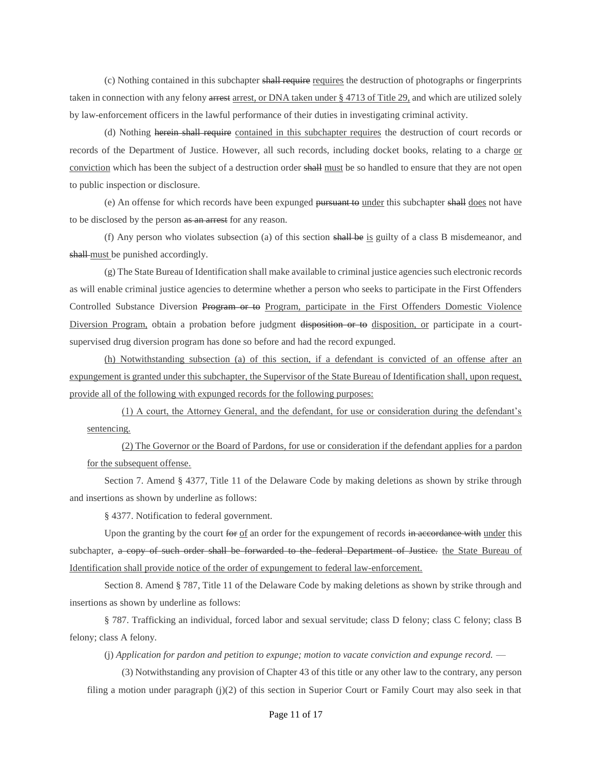(c) Nothing contained in this subchapter ~~shall require~~ <u>requires</u> the destruction of photographs or fingerprints taken in connection with any felony ~~arrest~~ <u>arrest, or DNA taken under § 4713 of Title 29,</u> and which are utilized solely by law-enforcement officers in the lawful performance of their duties in investigating criminal activity.

(d) Nothing ~~herein shall require~~ <u>contained in this subchapter requires</u> the destruction of court records or records of the Department of Justice. However, all such records, including docket books, relating to a charge <u>or conviction</u> which has been the subject of a destruction order ~~shall~~ <u>must</u> be so handled to ensure that they are not open to public inspection or disclosure.

(e) An offense for which records have been expunged ~~pursuant to~~ <u>under</u> this subchapter ~~shall~~ <u>does</u> not have to be disclosed by the person ~~as an arrest~~ for any reason.

(f) Any person who violates subsection (a) of this section ~~shall be~~ <u>is</u> guilty of a class B misdemeanor, and ~~shall~~ <u>must</u> be punished accordingly.

(g) The State Bureau of Identification shall make available to criminal justice agencies such electronic records as will enable criminal justice agencies to determine whether a person who seeks to participate in the First Offenders Controlled Substance Diversion ~~Program or to~~ <u>Program, participate in the First Offenders Domestic Violence Diversion Program,</u> obtain a probation before judgment ~~disposition or to~~ <u>disposition, or</u> participate in a court-supervised drug diversion program has done so before and had the record expunged.

<u>(h) Notwithstanding subsection (a) of this section, if a defendant is convicted of an offense after an expungement is granted under this subchapter, the Supervisor of the State Bureau of Identification shall, upon request, provide all of the following with expunged records for the following purposes:</u>

<u>(1) A court, the Attorney General, and the defendant, for use or consideration during the defendant's sentencing.</u>

<u>(2) The Governor or the Board of Pardons, for use or consideration if the defendant applies for a pardon for the subsequent offense.</u>

Section 7. Amend § 4377, Title 11 of the Delaware Code by making deletions as shown by strike through and insertions as shown by underline as follows:

§ 4377. Notification to federal government.

Upon the granting by the court ~~for~~ <u>of</u> an order for the expungement of records ~~in accordance with~~ <u>under</u> this subchapter, ~~a copy of such order shall be forwarded to the federal Department of Justice.~~ <u>the State Bureau of Identification shall provide notice of the order of expungement to federal law-enforcement.</u>

Section 8. Amend § 787, Title 11 of the Delaware Code by making deletions as shown by strike through and insertions as shown by underline as follows:

§ 787. Trafficking an individual, forced labor and sexual servitude; class D felony; class C felony; class B felony; class A felony.

(j) *Application for pardon and petition to expunge; motion to vacate conviction and expunge record.* —

(3) Notwithstanding any provision of Chapter 43 of this title or any other law to the contrary, any person filing a motion under paragraph (j)(2) of this section in Superior Court or Family Court may also seek in that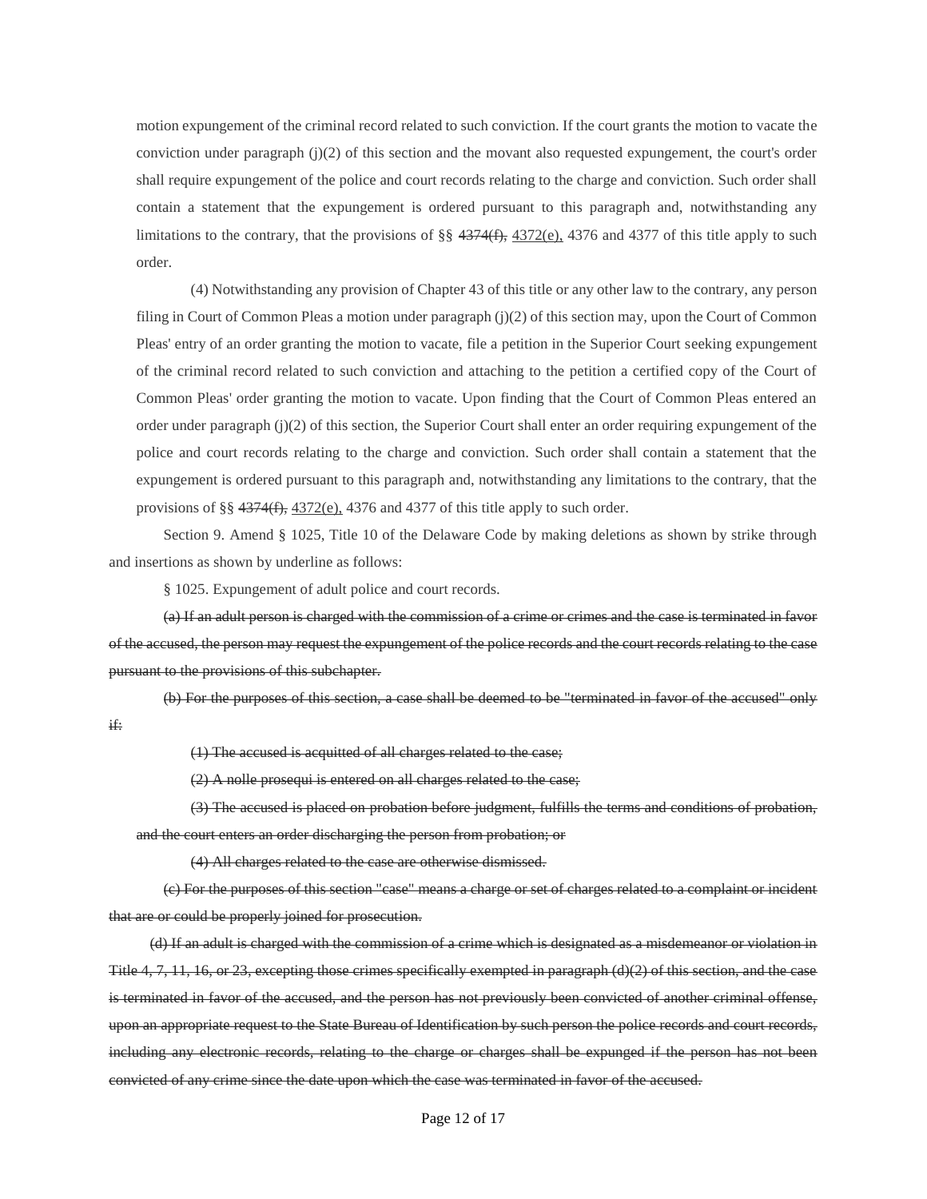motion expungement of the criminal record related to such conviction. If the court grants the motion to vacate the conviction under paragraph (j)(2) of this section and the movant also requested expungement, the court's order shall require expungement of the police and court records relating to the charge and conviction. Such order shall contain a statement that the expungement is ordered pursuant to this paragraph and, notwithstanding any limitations to the contrary, that the provisions of §§ ~~4374(f),~~ <u>4372(e),</u> 4376 and 4377 of this title apply to such order.

(4) Notwithstanding any provision of Chapter 43 of this title or any other law to the contrary, any person filing in Court of Common Pleas a motion under paragraph (j)(2) of this section may, upon the Court of Common Pleas' entry of an order granting the motion to vacate, file a petition in the Superior Court seeking expungement of the criminal record related to such conviction and attaching to the petition a certified copy of the Court of Common Pleas' order granting the motion to vacate. Upon finding that the Court of Common Pleas entered an order under paragraph (j)(2) of this section, the Superior Court shall enter an order requiring expungement of the police and court records relating to the charge and conviction. Such order shall contain a statement that the expungement is ordered pursuant to this paragraph and, notwithstanding any limitations to the contrary, that the provisions of §§ ~~4374(f),~~ <u>4372(e),</u> 4376 and 4377 of this title apply to such order.

Section 9. Amend § 1025, Title 10 of the Delaware Code by making deletions as shown by strike through and insertions as shown by underline as follows:

§ 1025. Expungement of adult police and court records.

~~(a) If an adult person is charged with the commission of a crime or crimes and the case is terminated in favor of the accused, the person may request the expungement of the police records and the court records relating to the case pursuant to the provisions of this subchapter.~~

~~(b) For the purposes of this section, a case shall be deemed to be "terminated in favor of the accused" only if:~~

~~(1) The accused is acquitted of all charges related to the case;~~

~~(2) A nolle prosequi is entered on all charges related to the case;~~

~~(3) The accused is placed on probation before judgment, fulfills the terms and conditions of probation, and the court enters an order discharging the person from probation; or~~

~~(4) All charges related to the case are otherwise dismissed.~~

~~(c) For the purposes of this section "case" means a charge or set of charges related to a complaint or incident that are or could be properly joined for prosecution.~~

~~(d) If an adult is charged with the commission of a crime which is designated as a misdemeanor or violation in Title 4, 7, 11, 16, or 23, excepting those crimes specifically exempted in paragraph (d)(2) of this section, and the case is terminated in favor of the accused, and the person has not previously been convicted of another criminal offense, upon an appropriate request to the State Bureau of Identification by such person the police records and court records, including any electronic records, relating to the charge or charges shall be expunged if the person has not been convicted of any crime since the date upon which the case was terminated in favor of the accused.~~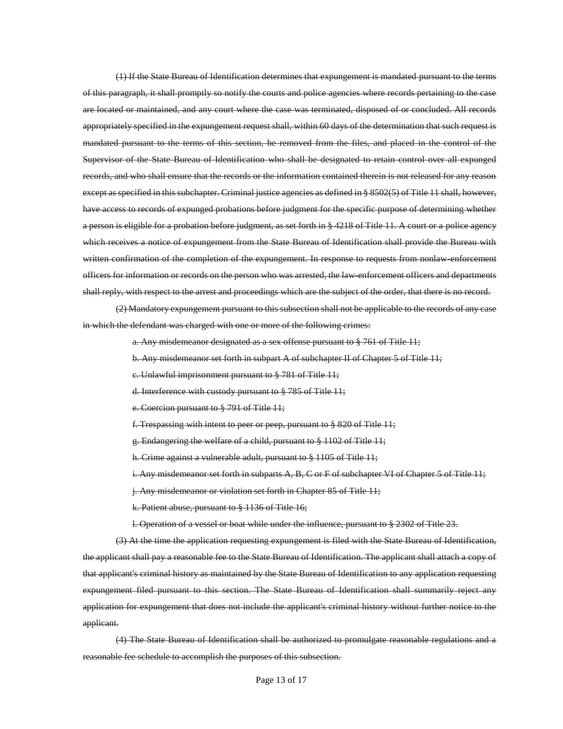~~(1) If the State Bureau of Identification determines that expungement is mandated pursuant to the terms of this paragraph, it shall promptly so notify the courts and police agencies where records pertaining to the case are located or maintained, and any court where the case was terminated, disposed of or concluded. All records appropriately specified in the expungement request shall, within 60 days of the determination that such request is mandated pursuant to the terms of this section, be removed from the files, and placed in the control of the Supervisor of the State Bureau of Identification who shall be designated to retain control over all expunged records, and who shall ensure that the records or the information contained therein is not released for any reason except as specified in this subchapter. Criminal justice agencies as defined in § 8502(5) of Title 11 shall, however, have access to records of expunged probations before judgment for the specific purpose of determining whether a person is eligible for a probation before judgment, as set forth in § 4218 of Title 11. A court or a police agency which receives a notice of expungement from the State Bureau of Identification shall provide the Bureau with written confirmation of the completion of the expungement. In response to requests from nonlaw-enforcement officers for information or records on the person who was arrested, the law-enforcement officers and departments shall reply, with respect to the arrest and proceedings which are the subject of the order, that there is no record.~~

~~(2) Mandatory expungement pursuant to this subsection shall not be applicable to the records of any case in which the defendant was charged with one or more of the following crimes:~~

~~a. Any misdemeanor designated as a sex offense pursuant to § 761 of Title 11;~~

~~b. Any misdemeanor set forth in subpart A of subchapter II of Chapter 5 of Title 11;~~

~~c. Unlawful imprisonment pursuant to § 781 of Title 11;~~

~~d. Interference with custody pursuant to § 785 of Title 11;~~

~~e. Coercion pursuant to § 791 of Title 11;~~

~~f. Trespassing with intent to peer or peep, pursuant to § 820 of Title 11;~~

~~g. Endangering the welfare of a child, pursuant to § 1102 of Title 11;~~

~~h. Crime against a vulnerable adult, pursuant to § 1105 of Title 11;~~

~~i. Any misdemeanor set forth in subparts A, B, C or F of subchapter VI of Chapter 5 of Title 11;~~

~~j. Any misdemeanor or violation set forth in Chapter 85 of Title 11;~~

~~k. Patient abuse, pursuant to § 1136 of Title 16;~~

~~l. Operation of a vessel or boat while under the influence, pursuant to § 2302 of Title 23.~~

~~(3) At the time the application requesting expungement is filed with the State Bureau of Identification, the applicant shall pay a reasonable fee to the State Bureau of Identification. The applicant shall attach a copy of that applicant's criminal history as maintained by the State Bureau of Identification to any application requesting expungement filed pursuant to this section. The State Bureau of Identification shall summarily reject any application for expungement that does not include the applicant's criminal history without further notice to the applicant.~~

~~(4) The State Bureau of Identification shall be authorized to promulgate reasonable regulations and a reasonable fee schedule to accomplish the purposes of this subsection.~~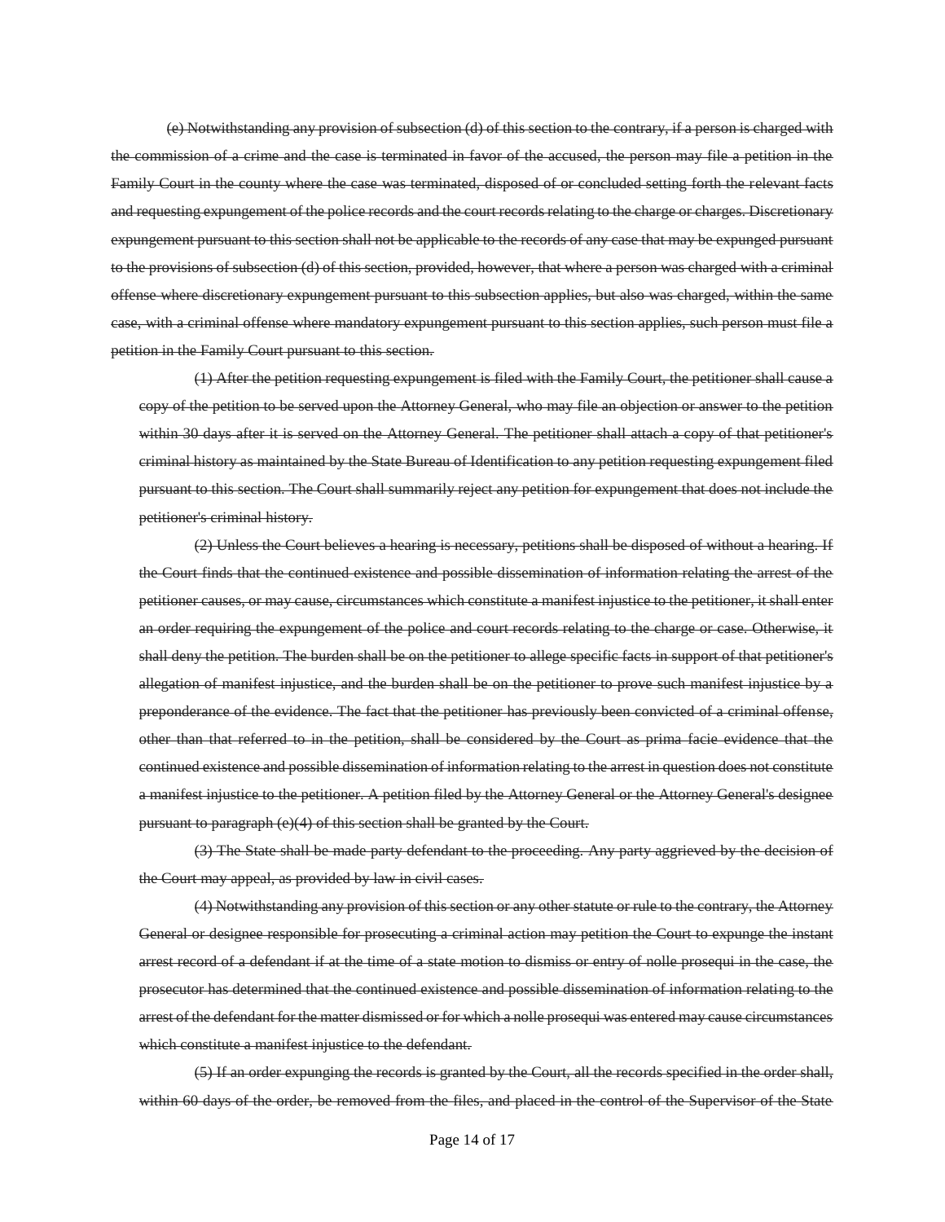~~(e) Notwithstanding any provision of subsection (d) of this section to the contrary, if a person is charged with the commission of a crime and the case is terminated in favor of the accused, the person may file a petition in the Family Court in the county where the case was terminated, disposed of or concluded setting forth the relevant facts and requesting expungement of the police records and the court records relating to the charge or charges. Discretionary expungement pursuant to this section shall not be applicable to the records of any case that may be expunged pursuant to the provisions of subsection (d) of this section, provided, however, that where a person was charged with a criminal offense where discretionary expungement pursuant to this subsection applies, but also was charged, within the same case, with a criminal offense where mandatory expungement pursuant to this section applies, such person must file a petition in the Family Court pursuant to this section.~~

~~(1) After the petition requesting expungement is filed with the Family Court, the petitioner shall cause a copy of the petition to be served upon the Attorney General, who may file an objection or answer to the petition within 30 days after it is served on the Attorney General. The petitioner shall attach a copy of that petitioner's criminal history as maintained by the State Bureau of Identification to any petition requesting expungement filed pursuant to this section. The Court shall summarily reject any petition for expungement that does not include the petitioner's criminal history.~~

~~(2) Unless the Court believes a hearing is necessary, petitions shall be disposed of without a hearing. If the Court finds that the continued existence and possible dissemination of information relating the arrest of the petitioner causes, or may cause, circumstances which constitute a manifest injustice to the petitioner, it shall enter an order requiring the expungement of the police and court records relating to the charge or case. Otherwise, it shall deny the petition. The burden shall be on the petitioner to allege specific facts in support of that petitioner's allegation of manifest injustice, and the burden shall be on the petitioner to prove such manifest injustice by a preponderance of the evidence. The fact that the petitioner has previously been convicted of a criminal offense, other than that referred to in the petition, shall be considered by the Court as prima facie evidence that the continued existence and possible dissemination of information relating to the arrest in question does not constitute a manifest injustice to the petitioner. A petition filed by the Attorney General or the Attorney General's designee pursuant to paragraph (e)(4) of this section shall be granted by the Court.~~

~~(3) The State shall be made party defendant to the proceeding. Any party aggrieved by the decision of the Court may appeal, as provided by law in civil cases.~~

~~(4) Notwithstanding any provision of this section or any other statute or rule to the contrary, the Attorney General or designee responsible for prosecuting a criminal action may petition the Court to expunge the instant arrest record of a defendant if at the time of a state motion to dismiss or entry of nolle prosequi in the case, the prosecutor has determined that the continued existence and possible dissemination of information relating to the arrest of the defendant for the matter dismissed or for which a nolle prosequi was entered may cause circumstances which constitute a manifest injustice to the defendant.~~

~~(5) If an order expunging the records is granted by the Court, all the records specified in the order shall, within 60 days of the order, be removed from the files, and placed in the control of the Supervisor of the State~~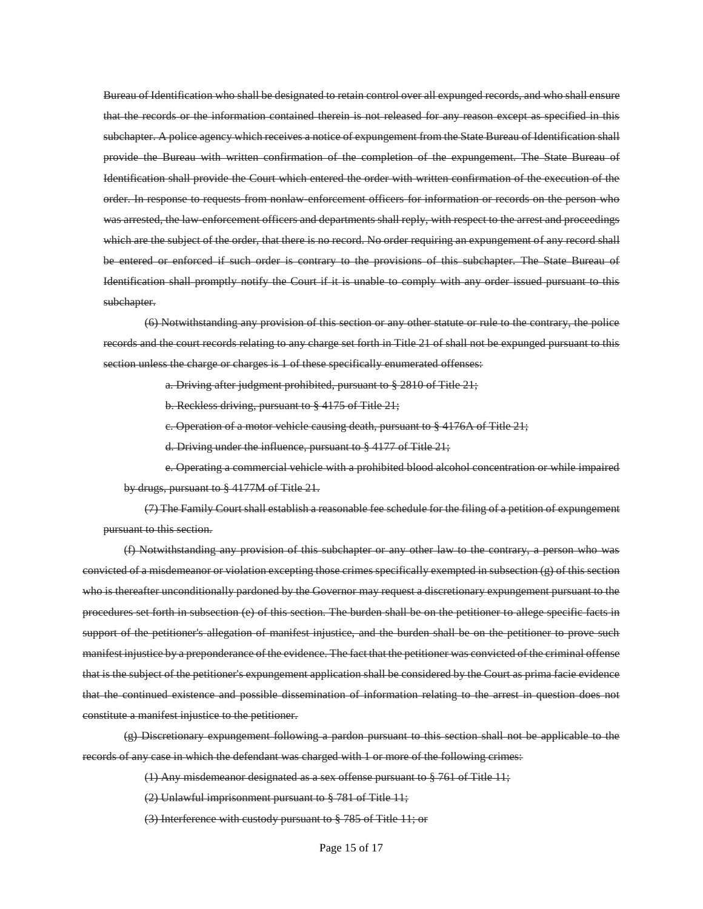~~Bureau of Identification who shall be designated to retain control over all expunged records, and who shall ensure that the records or the information contained therein is not released for any reason except as specified in this subchapter. A police agency which receives a notice of expungement from the State Bureau of Identification shall provide the Bureau with written confirmation of the completion of the expungement. The State Bureau of Identification shall provide the Court which entered the order with written confirmation of the execution of the order. In response to requests from nonlaw-enforcement officers for information or records on the person who was arrested, the law-enforcement officers and departments shall reply, with respect to the arrest and proceedings which are the subject of the order, that there is no record. No order requiring an expungement of any record shall be entered or enforced if such order is contrary to the provisions of this subchapter. The State Bureau of Identification shall promptly notify the Court if it is unable to comply with any order issued pursuant to this subchapter.~~

~~(6) Notwithstanding any provision of this section or any other statute or rule to the contrary, the police records and the court records relating to any charge set forth in Title 21 of shall not be expunged pursuant to this section unless the charge or charges is 1 of these specifically enumerated offenses:~~

~~a. Driving after judgment prohibited, pursuant to § 2810 of Title 21;~~

~~b. Reckless driving, pursuant to § 4175 of Title 21;~~

~~c. Operation of a motor vehicle causing death, pursuant to § 4176A of Title 21;~~

~~d. Driving under the influence, pursuant to § 4177 of Title 21;~~

~~e. Operating a commercial vehicle with a prohibited blood alcohol concentration or while impaired by drugs, pursuant to § 4177M of Title 21.~~

~~(7) The Family Court shall establish a reasonable fee schedule for the filing of a petition of expungement pursuant to this section.~~

~~(f) Notwithstanding any provision of this subchapter or any other law to the contrary, a person who was convicted of a misdemeanor or violation excepting those crimes specifically exempted in subsection (g) of this section who is thereafter unconditionally pardoned by the Governor may request a discretionary expungement pursuant to the procedures set forth in subsection (e) of this section. The burden shall be on the petitioner to allege specific facts in support of the petitioner's allegation of manifest injustice, and the burden shall be on the petitioner to prove such manifest injustice by a preponderance of the evidence. The fact that the petitioner was convicted of the criminal offense that is the subject of the petitioner's expungement application shall be considered by the Court as prima facie evidence that the continued existence and possible dissemination of information relating to the arrest in question does not constitute a manifest injustice to the petitioner.~~

~~(g) Discretionary expungement following a pardon pursuant to this section shall not be applicable to the records of any case in which the defendant was charged with 1 or more of the following crimes:~~

~~(1) Any misdemeanor designated as a sex offense pursuant to § 761 of Title 11;~~

~~(2) Unlawful imprisonment pursuant to § 781 of Title 11;~~

~~(3) Interference with custody pursuant to § 785 of Title 11; or~~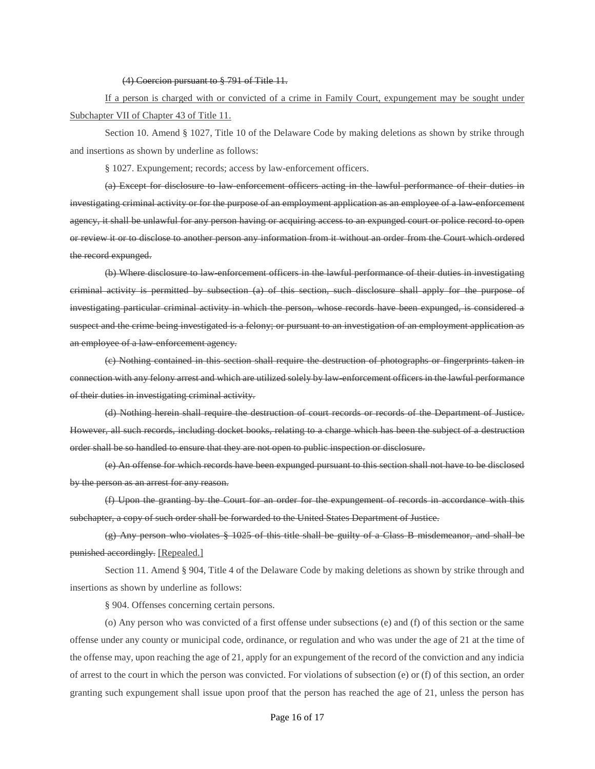~~(4) Coercion pursuant to § 791 of Title 11.~~

<u>If a person is charged with or convicted of a crime in Family Court, expungement may be sought under Subchapter VII of Chapter 43 of Title 11.</u>

Section 10. Amend § 1027, Title 10 of the Delaware Code by making deletions as shown by strike through and insertions as shown by underline as follows:

§ 1027. Expungement; records; access by law-enforcement officers.

~~(a) Except for disclosure to law-enforcement officers acting in the lawful performance of their duties in investigating criminal activity or for the purpose of an employment application as an employee of a law-enforcement agency, it shall be unlawful for any person having or acquiring access to an expunged court or police record to open or review it or to disclose to another person any information from it without an order from the Court which ordered the record expunged.~~

~~(b) Where disclosure to law-enforcement officers in the lawful performance of their duties in investigating criminal activity is permitted by subsection (a) of this section, such disclosure shall apply for the purpose of investigating particular criminal activity in which the person, whose records have been expunged, is considered a suspect and the crime being investigated is a felony; or pursuant to an investigation of an employment application as an employee of a law-enforcement agency.~~

~~(c) Nothing contained in this section shall require the destruction of photographs or fingerprints taken in connection with any felony arrest and which are utilized solely by law-enforcement officers in the lawful performance of their duties in investigating criminal activity.~~

~~(d) Nothing herein shall require the destruction of court records or records of the Department of Justice. However, all such records, including docket books, relating to a charge which has been the subject of a destruction order shall be so handled to ensure that they are not open to public inspection or disclosure.~~

~~(e) An offense for which records have been expunged pursuant to this section shall not have to be disclosed by the person as an arrest for any reason.~~

~~(f) Upon the granting by the Court for an order for the expungement of records in accordance with this subchapter, a copy of such order shall be forwarded to the United States Department of Justice.~~

~~(g) Any person who violates § 1025 of this title shall be guilty of a Class B misdemeanor, and shall be punished accordingly.~~ <u>[Repealed.]</u>

Section 11. Amend § 904, Title 4 of the Delaware Code by making deletions as shown by strike through and insertions as shown by underline as follows:

§ 904. Offenses concerning certain persons.

(o) Any person who was convicted of a first offense under subsections (e) and (f) of this section or the same offense under any county or municipal code, ordinance, or regulation and who was under the age of 21 at the time of the offense may, upon reaching the age of 21, apply for an expungement of the record of the conviction and any indicia of arrest to the court in which the person was convicted. For violations of subsection (e) or (f) of this section, an order granting such expungement shall issue upon proof that the person has reached the age of 21, unless the person has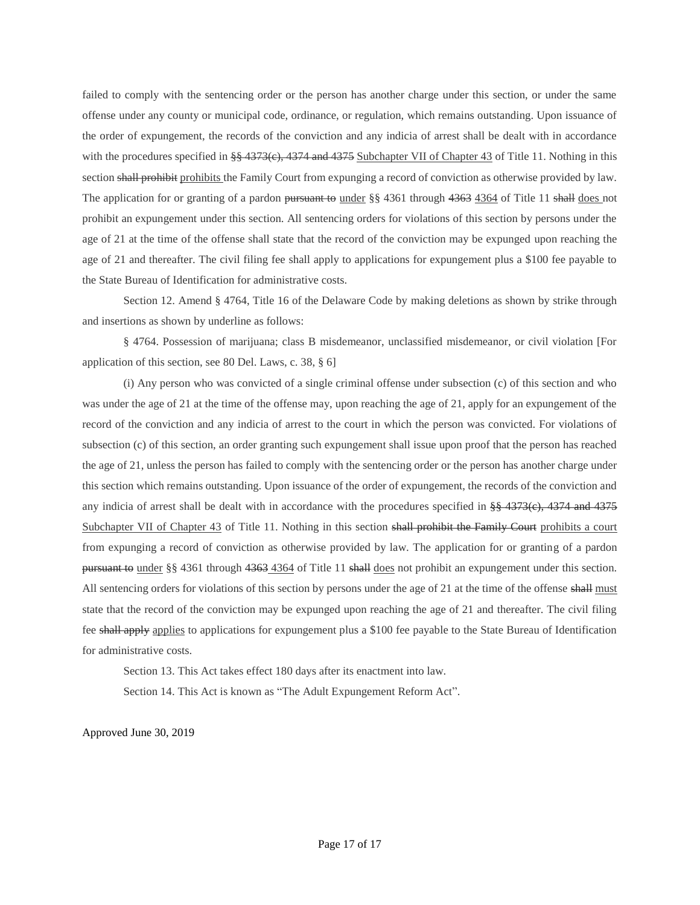failed to comply with the sentencing order or the person has another charge under this section, or under the same offense under any county or municipal code, ordinance, or regulation, which remains outstanding. Upon issuance of the order of expungement, the records of the conviction and any indicia of arrest shall be dealt with in accordance with the procedures specified in ~~§§ 4373(c), 4374 and 4375~~ Subchapter VII of Chapter 43 of Title 11. Nothing in this section ~~shall prohibit~~ prohibits the Family Court from expunging a record of conviction as otherwise provided by law. The application for or granting of a pardon ~~pursuant to~~ under §§ 4361 through ~~4363~~ 4364 of Title 11 ~~shall~~ does not prohibit an expungement under this section. All sentencing orders for violations of this section by persons under the age of 21 at the time of the offense shall state that the record of the conviction may be expunged upon reaching the age of 21 and thereafter. The civil filing fee shall apply to applications for expungement plus a $100 fee payable to the State Bureau of Identification for administrative costs.

Section 12. Amend § 4764, Title 16 of the Delaware Code by making deletions as shown by strike through and insertions as shown by underline as follows:

§ 4764. Possession of marijuana; class B misdemeanor, unclassified misdemeanor, or civil violation [For application of this section, see 80 Del. Laws, c. 38, § 6]

(i) Any person who was convicted of a single criminal offense under subsection (c) of this section and who was under the age of 21 at the time of the offense may, upon reaching the age of 21, apply for an expungement of the record of the conviction and any indicia of arrest to the court in which the person was convicted. For violations of subsection (c) of this section, an order granting such expungement shall issue upon proof that the person has reached the age of 21, unless the person has failed to comply with the sentencing order or the person has another charge under this section which remains outstanding. Upon issuance of the order of expungement, the records of the conviction and any indicia of arrest shall be dealt with in accordance with the procedures specified in ~~§§ 4373(c), 4374 and 4375~~ Subchapter VII of Chapter 43 of Title 11. Nothing in this section ~~shall prohibit the Family Court~~ prohibits a court from expunging a record of conviction as otherwise provided by law. The application for or granting of a pardon ~~pursuant to~~ under §§ 4361 through ~~4363~~ 4364 of Title 11 ~~shall~~ does not prohibit an expungement under this section. All sentencing orders for violations of this section by persons under the age of 21 at the time of the offense ~~shall~~ must state that the record of the conviction may be expunged upon reaching the age of 21 and thereafter. The civil filing fee ~~shall apply~~ applies to applications for expungement plus a $100 fee payable to the State Bureau of Identification for administrative costs.

Section 13. This Act takes effect 180 days after its enactment into law.

Section 14. This Act is known as "The Adult Expungement Reform Act".

Approved June 30, 2019